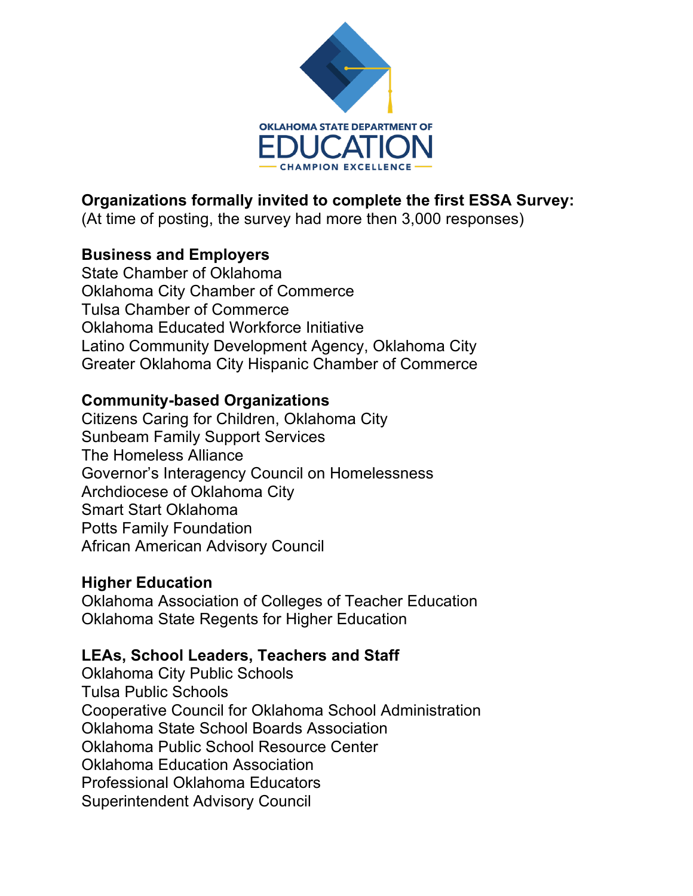OKLAHOMA STATE DEPARTMENT OF

EDUCATION

CHAMPION EXCELLENCE

**Organizations formally invited to complete the first ESSA Survey:**
(At time of posting, the survey had more then 3,000 responses)

**Business and Employers**
State Chamber of Oklahoma
Oklahoma City Chamber of Commerce
Tulsa Chamber of Commerce
Oklahoma Educated Workforce Initiative
Latino Community Development Agency, Oklahoma City
Greater Oklahoma City Hispanic Chamber of Commerce

**Community-based Organizations**
Citizens Caring for Children, Oklahoma City
Sunbeam Family Support Services
The Homeless Alliance
Governor's Interagency Council on Homelessness
Archdiocese of Oklahoma City
Smart Start Oklahoma
Potts Family Foundation
African American Advisory Council

**Higher Education**
Oklahoma Association of Colleges of Teacher Education
Oklahoma State Regents for Higher Education

**LEAs, School Leaders, Teachers and Staff**
Oklahoma City Public Schools
Tulsa Public Schools
Cooperative Council for Oklahoma School Administration
Oklahoma State School Boards Association
Oklahoma Public School Resource Center
Oklahoma Education Association
Professional Oklahoma Educators
Superintendent Advisory Council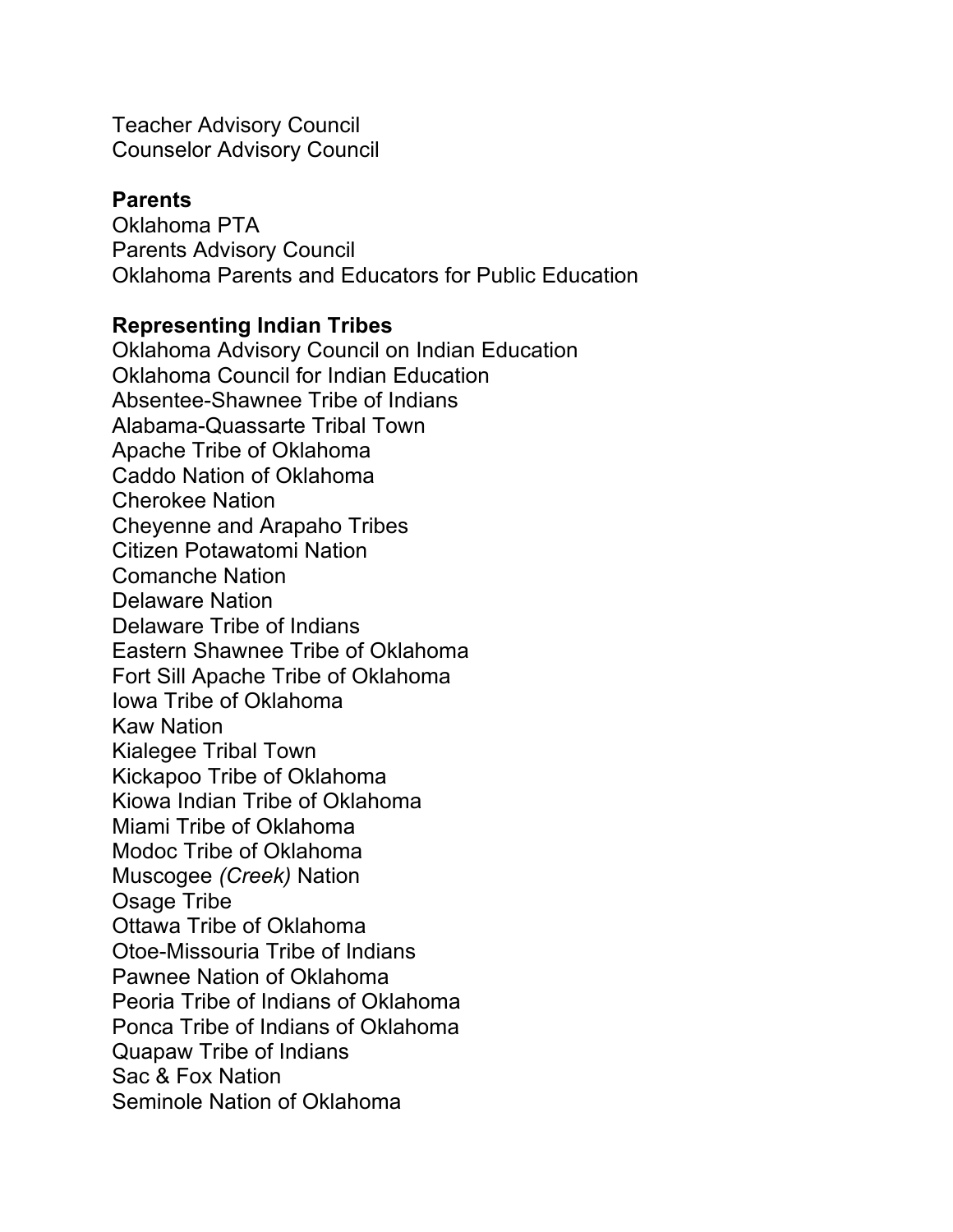Teacher Advisory Council
Counselor Advisory Council

**Parents**
Oklahoma PTA
Parents Advisory Council
Oklahoma Parents and Educators for Public Education

**Representing Indian Tribes**
Oklahoma Advisory Council on Indian Education
Oklahoma Council for Indian Education
Absentee-Shawnee Tribe of Indians
Alabama-Quassarte Tribal Town
Apache Tribe of Oklahoma
Caddo Nation of Oklahoma
Cherokee Nation
Cheyenne and Arapaho Tribes
Citizen Potawatomi Nation
Comanche Nation
Delaware Nation
Delaware Tribe of Indians
Eastern Shawnee Tribe of Oklahoma
Fort Sill Apache Tribe of Oklahoma
Iowa Tribe of Oklahoma
Kaw Nation
Kialegee Tribal Town
Kickapoo Tribe of Oklahoma
Kiowa Indian Tribe of Oklahoma
Miami Tribe of Oklahoma
Modoc Tribe of Oklahoma
Muscogee *(Creek)* Nation
Osage Tribe
Ottawa Tribe of Oklahoma
Otoe-Missouria Tribe of Indians
Pawnee Nation of Oklahoma
Peoria Tribe of Indians of Oklahoma
Ponca Tribe of Indians of Oklahoma
Quapaw Tribe of Indians
Sac & Fox Nation
Seminole Nation of Oklahoma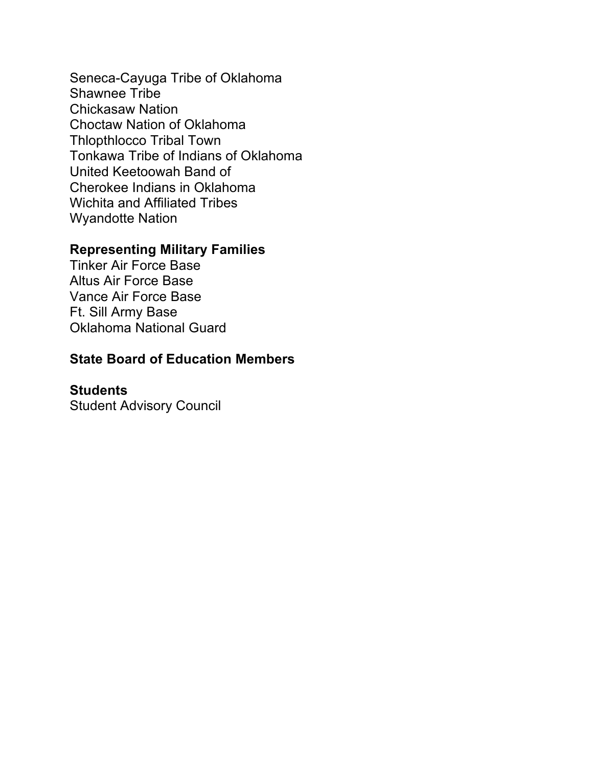Seneca-Cayuga Tribe of Oklahoma
Shawnee Tribe
Chickasaw Nation
Choctaw Nation of Oklahoma
Thlopthlocco Tribal Town
Tonkawa Tribe of Indians of Oklahoma
United Keetoowah Band of
Cherokee Indians in Oklahoma
Wichita and Affiliated Tribes
Wyandotte Nation

**Representing Military Families**
Tinker Air Force Base
Altus Air Force Base
Vance Air Force Base
Ft. Sill Army Base
Oklahoma National Guard

**State Board of Education Members**

**Students**
Student Advisory Council